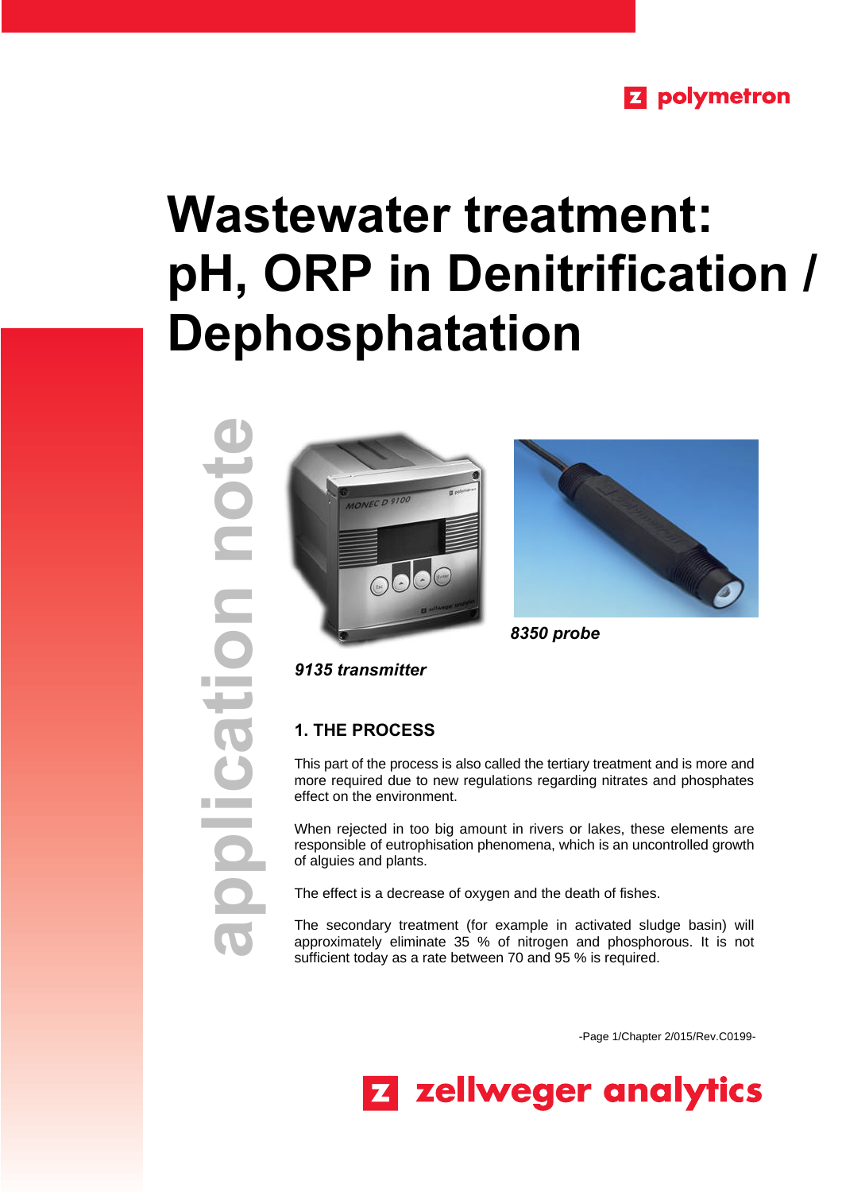polymetron

# Wastewater treatment: pH, ORP in Denitrification / Dephosphatation

application note

*9135 transmitter*

*8350 probe*

## 1. THE PROCESS

This part of the process is also called the tertiary treatment and is more and more required due to new regulations regarding nitrates and phosphates effect on the environment.

When rejected in too big amount in rivers or lakes, these elements are responsible of eutrophisation phenomena, which is an uncontrolled growth of alguies and plants.

The effect is a decrease of oxygen and the death of fishes.

The secondary treatment (for example in activated sludge basin) will approximately eliminate 35 % of nitrogen and phosphorous. It is not sufficient today as a rate between 70 and 95 % is required.

-Page 1/Chapter 2/015/Rev.C0199-

zellweger analytics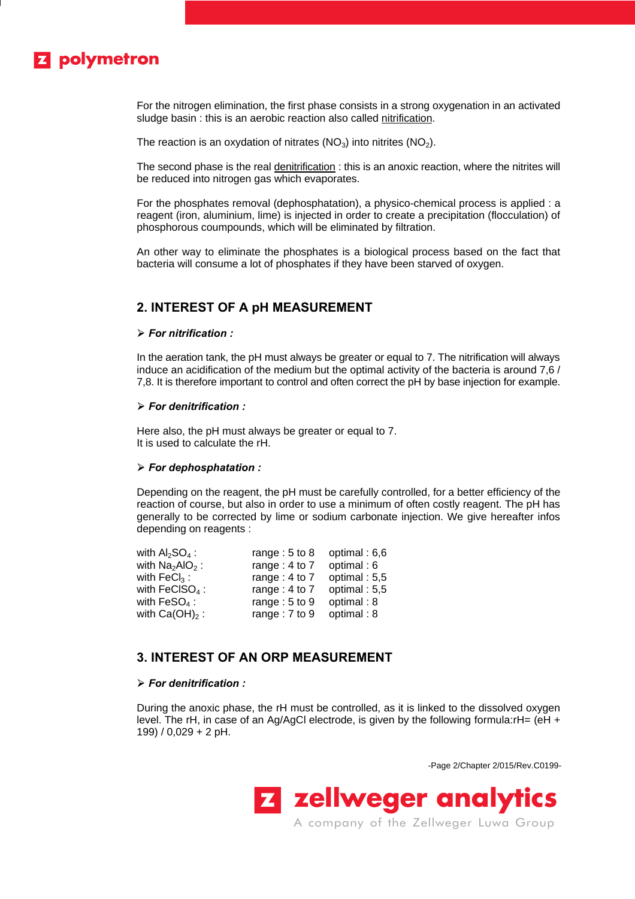For the nitrogen elimination, the first phase consists in a strong oxygenation in an activated sludge basin : this is an aerobic reaction also called nitrification.

The reaction is an oxydation of nitrates ($NO_3$) into nitrites ($NO_2$).

The second phase is the real denitrification : this is an anoxic reaction, where the nitrites will be reduced into nitrogen gas which evaporates.

For the phosphates removal (dephosphatation), a physico-chemical process is applied : a reagent (iron, aluminium, lime) is injected in order to create a precipitation (flocculation) of phosphorous coumpounds, which will be eliminated by filtration.

An other way to eliminate the phosphates is a biological process based on the fact that bacteria will consume a lot of phosphates if they have been starved of oxygen.

## 2. INTEREST OF A pH MEASUREMENT

- ***For nitrification :***

In the aeration tank, the pH must always be greater or equal to 7. The nitrification will always induce an acidification of the medium but the optimal activity of the bacteria is around 7,6 / 7,8. It is therefore important to control and often correct the pH by base injection for example.

- ***For denitrification :***

Here also, the pH must always be greater or equal to 7.
It is used to calculate the rH.

- ***For dephosphatation :***

Depending on the reagent, the pH must be carefully controlled, for a better efficiency of the reaction of course, but also in order to use a minimum of often costly reagent. The pH has generally to be corrected by lime or sodium carbonate injection. We give hereafter infos depending on reagents :

| | | |
|---|---|---|
| with $Al_2SO_4$ : | range : 5 to 8 | optimal : 6,6 |
| with $Na_2AlO_2$ : | range : 4 to 7 | optimal : 6 |
| with $FeCl_3$ : | range : 4 to 7 | optimal : 5,5 |
| with $FeClSO_4$ : | range : 4 to 7 | optimal : 5,5 |
| with $FeSO_4$ : | range : 5 to 9 | optimal : 8 |
| with $Ca(OH)_2$ : | range : 7 to 9 | optimal : 8 |

## 3. INTEREST OF AN ORP MEASUREMENT

- ***For denitrification :***

During the anoxic phase, the rH must be controlled, as it is linked to the dissolved oxygen level. The rH, in case of an Ag/AgCl electrode, is given by the following formula:rH= (eH + 199) / 0,029 + 2 pH.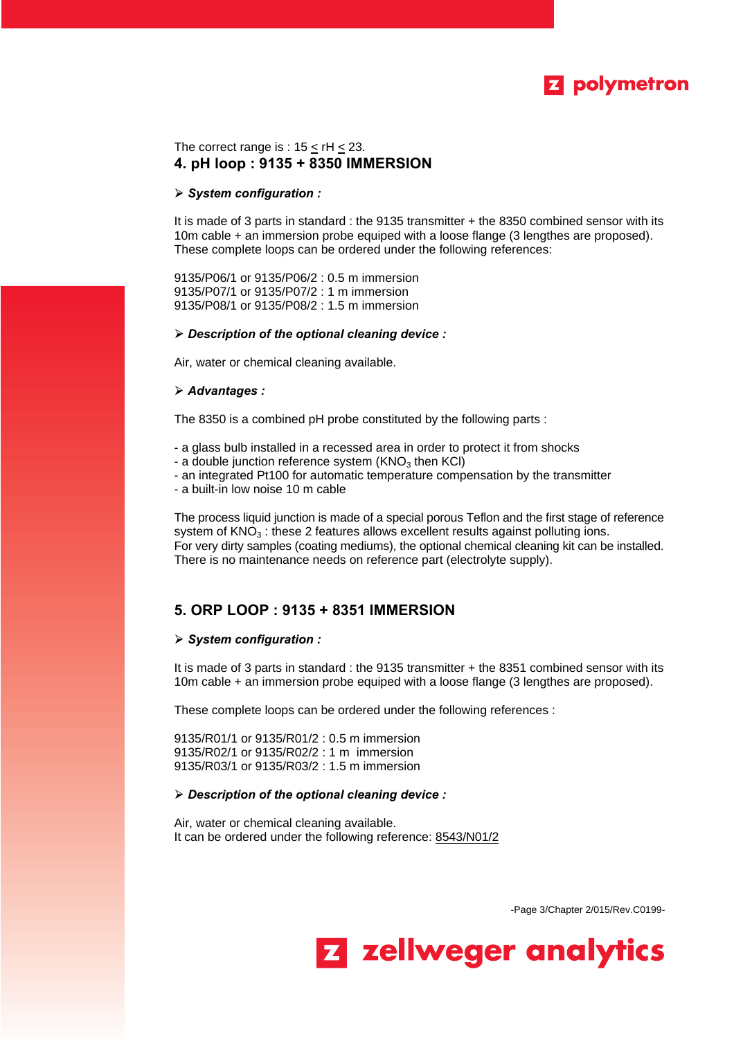The correct range is : $15 \leq rH \leq 23$.

## 4. pH loop : 9135 + 8350 IMMERSION

- ***System configuration :***

It is made of 3 parts in standard : the 9135 transmitter + the 8350 combined sensor with its 10m cable + an immersion probe equiped with a loose flange (3 lengthes are proposed). These complete loops can be ordered under the following references:

9135/P06/1 or 9135/P06/2 : 0.5 m immersion
9135/P07/1 or 9135/P07/2 : 1 m immersion
9135/P08/1 or 9135/P08/2 : 1.5 m immersion

- ***Description of the optional cleaning device :***

Air, water or chemical cleaning available.

- ***Advantages :***

The 8350 is a combined pH probe constituted by the following parts :

- a glass bulb installed in a recessed area in order to protect it from shocks
- a double junction reference system ($KNO_3$ then KCl)
- an integrated Pt100 for automatic temperature compensation by the transmitter
- a built-in low noise 10 m cable

The process liquid junction is made of a special porous Teflon and the first stage of reference system of $KNO_3$ : these 2 features allows excellent results against polluting ions.
For very dirty samples (coating mediums), the optional chemical cleaning kit can be installed.
There is no maintenance needs on reference part (electrolyte supply).

## 5. ORP LOOP : 9135 + 8351 IMMERSION

- ***System configuration :***

It is made of 3 parts in standard : the 9135 transmitter + the 8351 combined sensor with its 10m cable + an immersion probe equiped with a loose flange (3 lengthes are proposed).

These complete loops can be ordered under the following references :

9135/R01/1 or 9135/R01/2 : 0.5 m immersion
9135/R02/1 or 9135/R02/2 : 1 m immersion
9135/R03/1 or 9135/R03/2 : 1.5 m immersion

- ***Description of the optional cleaning device :***

Air, water or chemical cleaning available.
It can be ordered under the following reference: 8543/N01/2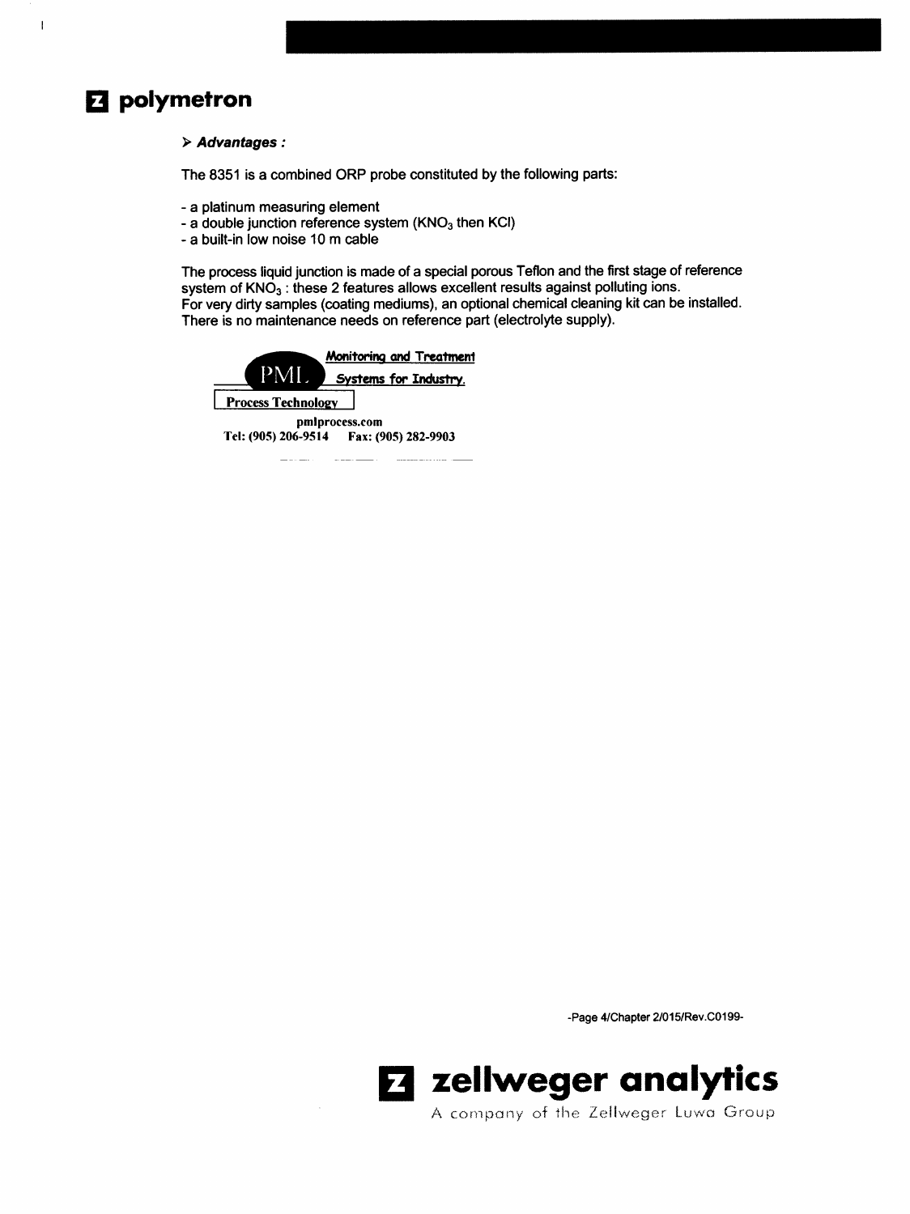**polymetron**

> ***Advantages :***

The 8351 is a combined ORP probe constituted by the following parts:

- a platinum measuring element
- a double junction reference system ($KNO_3$ then KCl)
- a built-in low noise 10 m cable

The process liquid junction is made of a special porous Teflon and the first stage of reference system of $KNO_3$ : these 2 features allows excellent results against polluting ions.
For very dirty samples (coating mediums), an optional chemical cleaning kit can be installed.
There is no maintenance needs on reference part (electrolyte supply).

PML

Monitoring and Treatment
Systems for Industry.

Process Technology

pmlprocess.com
Tel: (905) 206-9514 Fax: (905) 282-9903

-Page 4/Chapter 2/015/Rev.C0199-

**zellweger analytics**
A company of the Zellweger Luwa Group